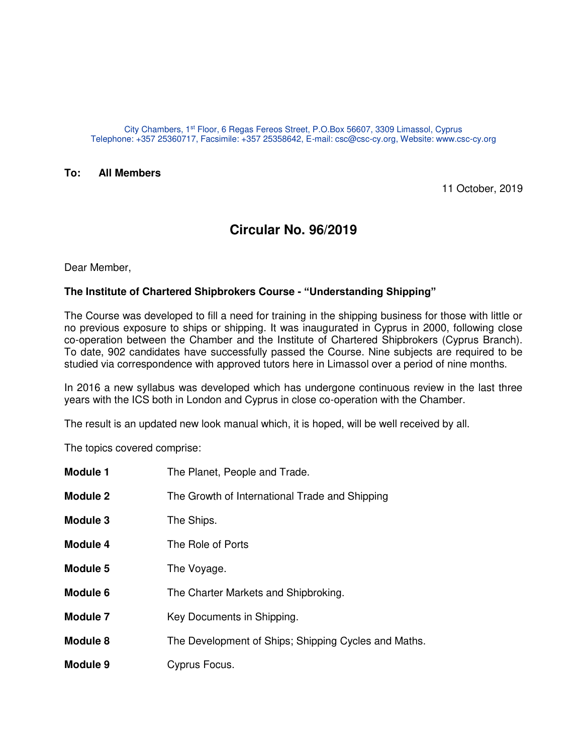City Chambers, 1st Floor, 6 Regas Fereos Street, P.O.Box 56607, 3309 Limassol, Cyprus
Telephone: +357 25360717, Facsimile: +357 25358642, E-mail: csc@csc-cy.org, Website: www.csc-cy.org

**To: All Members**

11 October, 2019

# Circular No. 96/2019

Dear Member,

**The Institute of Chartered Shipbrokers Course - "Understanding Shipping"**

The Course was developed to fill a need for training in the shipping business for those with little or no previous exposure to ships or shipping. It was inaugurated in Cyprus in 2000, following close co-operation between the Chamber and the Institute of Chartered Shipbrokers (Cyprus Branch). To date, 902 candidates have successfully passed the Course. Nine subjects are required to be studied via correspondence with approved tutors here in Limassol over a period of nine months.

In 2016 a new syllabus was developed which has undergone continuous review in the last three years with the ICS both in London and Cyprus in close co-operation with the Chamber.

The result is an updated new look manual which, it is hoped, will be well received by all.

The topics covered comprise:

**Module 1** The Planet, People and Trade.

**Module 2** The Growth of International Trade and Shipping

**Module 3** The Ships.

**Module 4** The Role of Ports

**Module 5** The Voyage.

**Module 6** The Charter Markets and Shipbroking.

**Module 7** Key Documents in Shipping.

**Module 8** The Development of Ships; Shipping Cycles and Maths.

**Module 9** Cyprus Focus.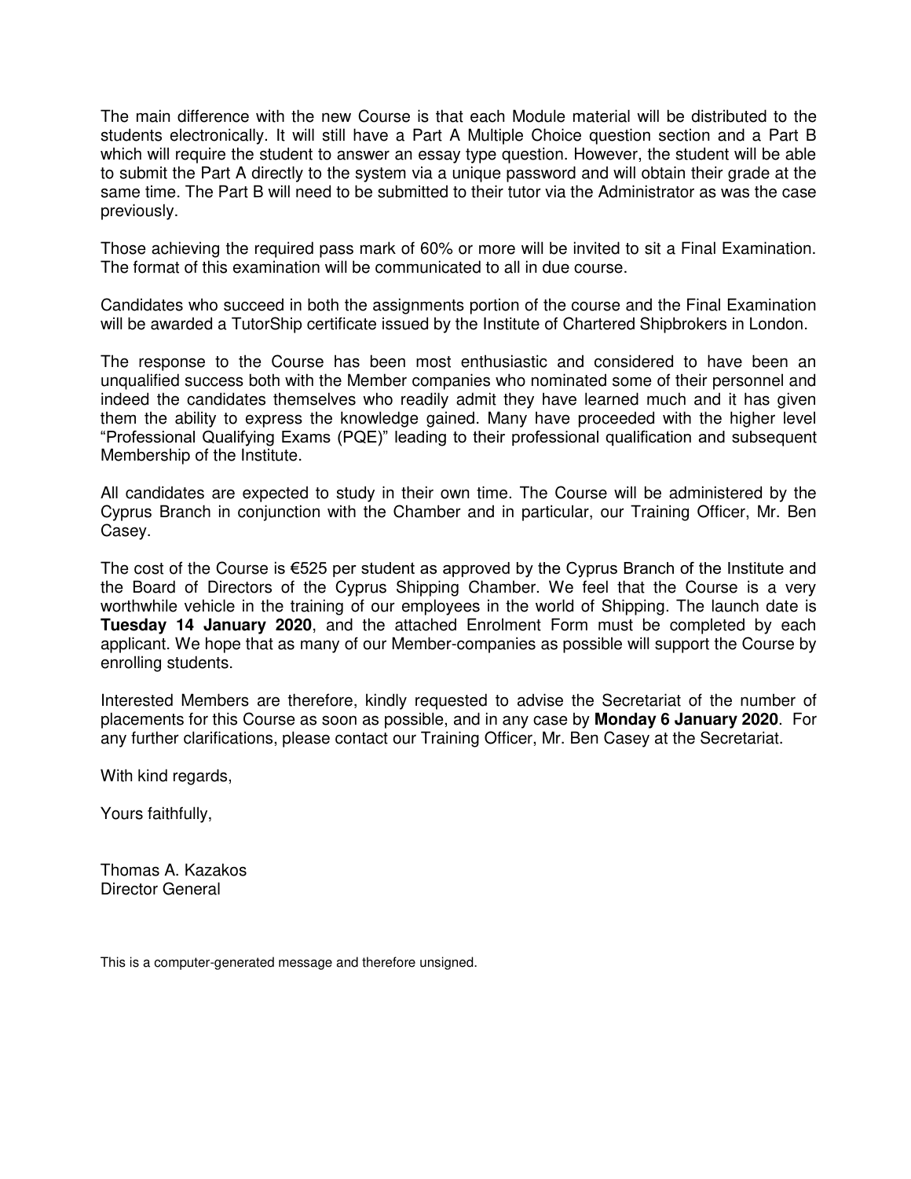The main difference with the new Course is that each Module material will be distributed to the students electronically. It will still have a Part A Multiple Choice question section and a Part B which will require the student to answer an essay type question. However, the student will be able to submit the Part A directly to the system via a unique password and will obtain their grade at the same time. The Part B will need to be submitted to their tutor via the Administrator as was the case previously.

Those achieving the required pass mark of 60% or more will be invited to sit a Final Examination. The format of this examination will be communicated to all in due course.

Candidates who succeed in both the assignments portion of the course and the Final Examination will be awarded a TutorShip certificate issued by the Institute of Chartered Shipbrokers in London.

The response to the Course has been most enthusiastic and considered to have been an unqualified success both with the Member companies who nominated some of their personnel and indeed the candidates themselves who readily admit they have learned much and it has given them the ability to express the knowledge gained. Many have proceeded with the higher level "Professional Qualifying Exams (PQE)" leading to their professional qualification and subsequent Membership of the Institute.

All candidates are expected to study in their own time. The Course will be administered by the Cyprus Branch in conjunction with the Chamber and in particular, our Training Officer, Mr. Ben Casey.

The cost of the Course is €525 per student as approved by the Cyprus Branch of the Institute and the Board of Directors of the Cyprus Shipping Chamber. We feel that the Course is a very worthwhile vehicle in the training of our employees in the world of Shipping. The launch date is **Tuesday 14 January 2020**, and the attached Enrolment Form must be completed by each applicant. We hope that as many of our Member-companies as possible will support the Course by enrolling students.

Interested Members are therefore, kindly requested to advise the Secretariat of the number of placements for this Course as soon as possible, and in any case by **Monday 6 January 2020**. For any further clarifications, please contact our Training Officer, Mr. Ben Casey at the Secretariat.

With kind regards,

Yours faithfully,

Thomas A. Kazakos
Director General

This is a computer-generated message and therefore unsigned.